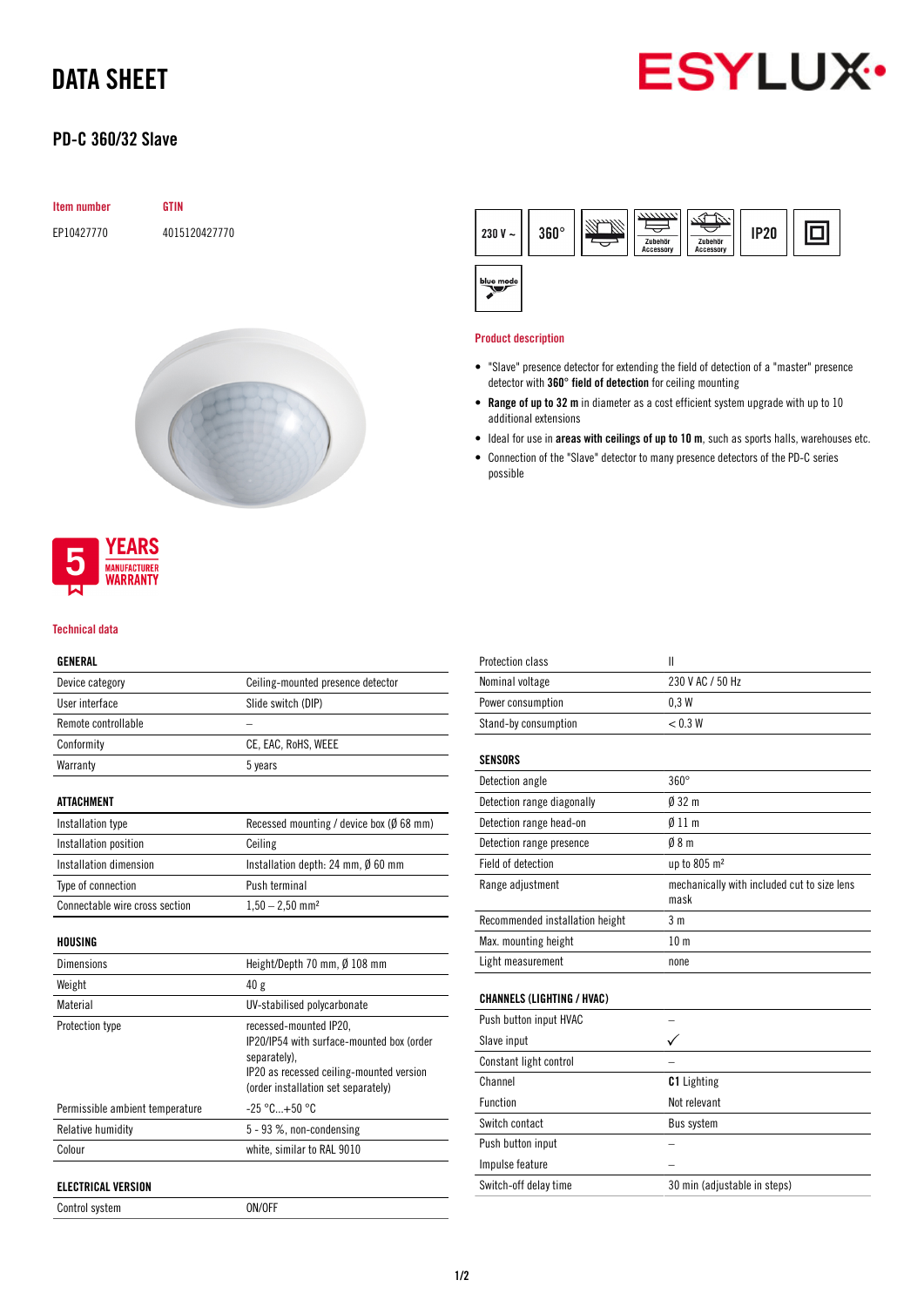# DATA SHEET

## PD-C 360/32 Slave

| Item number | GTIN |
|---|---|
| EP10427770 | 4015120427770 |

230 V ~ | 360° | IP20

5 YEARS MANUFACTURER WARRANTY

### Product description

- "Slave" presence detector for extending the field of detection of a "master" presence detector with **360° field of detection** for ceiling mounting
- **Range of up to 32 m** in diameter as a cost efficient system upgrade with up to 10 additional extensions
- Ideal for use in **areas with ceilings of up to 10 m**, such as sports halls, warehouses etc.
- Connection of the "Slave" detector to many presence detectors of the PD-C series possible

### Technical data

| GENERAL | |
|---|---|
| Device category | Ceiling-mounted presence detector |
| User interface | Slide switch (DIP) |
| Remote controllable | – |
| Conformity | CE, EAC, RoHS, WEEE |
| Warranty | 5 years |

| ATTACHMENT | |
|---|---|
| Installation type | Recessed mounting / device box (Ø 68 mm) |
| Installation position | Ceiling |
| Installation dimension | Installation depth: 24 mm, Ø 60 mm |
| Type of connection | Push terminal |
| Connectable wire cross section | 1,50 – 2,50 mm² |

| HOUSING | |
|---|---|
| Dimensions | Height/Depth 70 mm, Ø 108 mm |
| Weight | 40 g |
| Material | UV-stabilised polycarbonate |
| Protection type | recessed-mounted IP20, IP20/IP54 with surface-mounted box (order separately), IP20 as recessed ceiling-mounted version (order installation set separately) |
| Permissible ambient temperature | -25 °C...+50 °C |
| Relative humidity | 5 - 93 %, non-condensing |
| Colour | white, similar to RAL 9010 |

| ELECTRICAL VERSION | |
|---|---|
| Control system | ON/OFF |
| Protection class | II |
| Nominal voltage | 230 V AC / 50 Hz |
| Power consumption | 0,3 W |
| Stand-by consumption | < 0.3 W |

| SENSORS | |
|---|---|
| Detection angle | 360° |
| Detection range diagonally | Ø 32 m |
| Detection range head-on | Ø 11 m |
| Detection range presence | Ø 8 m |
| Field of detection | up to 805 m² |
| Range adjustment | mechanically with included cut to size lens mask |
| Recommended installation height | 3 m |
| Max. mounting height | 10 m |
| Light measurement | none |

| CHANNELS (LIGHTING / HVAC) | |
|---|---|
| Push button input HVAC | – |
| Slave input | ✓ |
| Constant light control | – |
| Channel | **C1** Lighting |
| Function | Not relevant |
| Switch contact | Bus system |
| Push button input | – |
| Impulse feature | – |
| Switch-off delay time | 30 min (adjustable in steps) |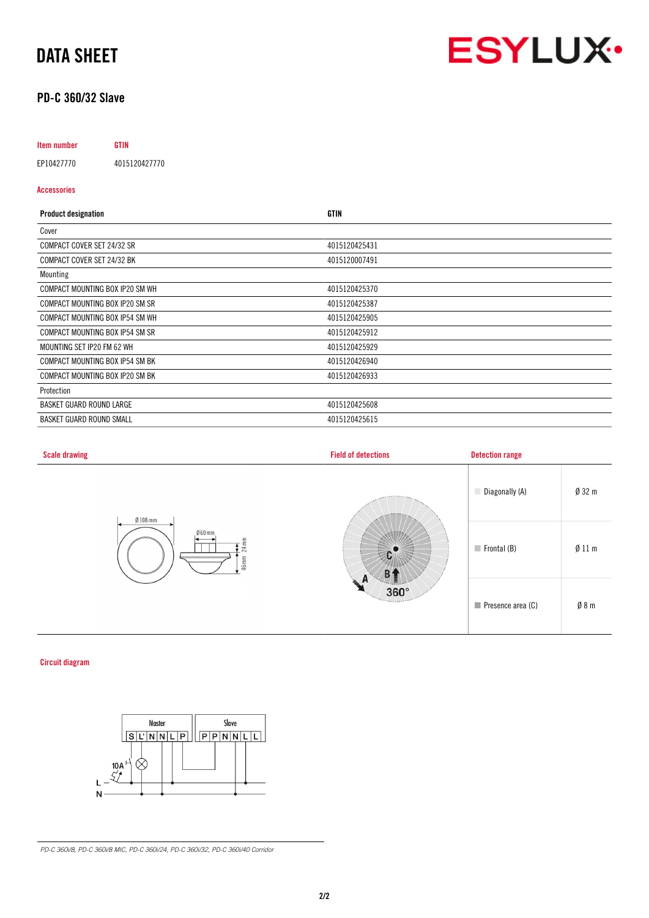# DATA SHEET

## PD-C 360/32 Slave

| Item number | GTIN |
| --- | --- |
| EP10427770 | 4015120427770 |

### Accessories

| Product designation | GTIN |
| --- | --- |
| Cover | |
| COMPACT COVER SET 24/32 SR | 4015120425431 |
| COMPACT COVER SET 24/32 BK | 4015120007491 |
| Mounting | |
| COMPACT MOUNTING BOX IP20 SM WH | 4015120425370 |
| COMPACT MOUNTING BOX IP20 SM SR | 4015120425387 |
| COMPACT MOUNTING BOX IP54 SM WH | 4015120425905 |
| COMPACT MOUNTING BOX IP54 SM SR | 4015120425912 |
| MOUNTING SET IP20 FM 62 WH | 4015120425929 |
| COMPACT MOUNTING BOX IP54 SM BK | 4015120426940 |
| COMPACT MOUNTING BOX IP20 SM BK | 4015120426933 |
| Protection | |
| BASKET GUARD ROUND LARGE | 4015120425608 |
| BASKET GUARD ROUND SMALL | 4015120425615 |

### Scale drawing

Ø 108 mm
Ø 60 mm
24 mm
46mm

### Field of detections

A
B
C
360°

### Detection range

| | |
| --- | --- |
| Diagonally (A) | Ø 32 m |
| Frontal (B) | Ø 11 m |
| Presence area (C) | Ø 8 m |

### Circuit diagram

Master
S L' N N L P
Slave
P P N N L L
10A
L
N

*PD-C 360i/8, PD-C 360i/8 MIC, PD-C 360i/24, PD-C 360i/32, PD-C 360i/40 Corridor*